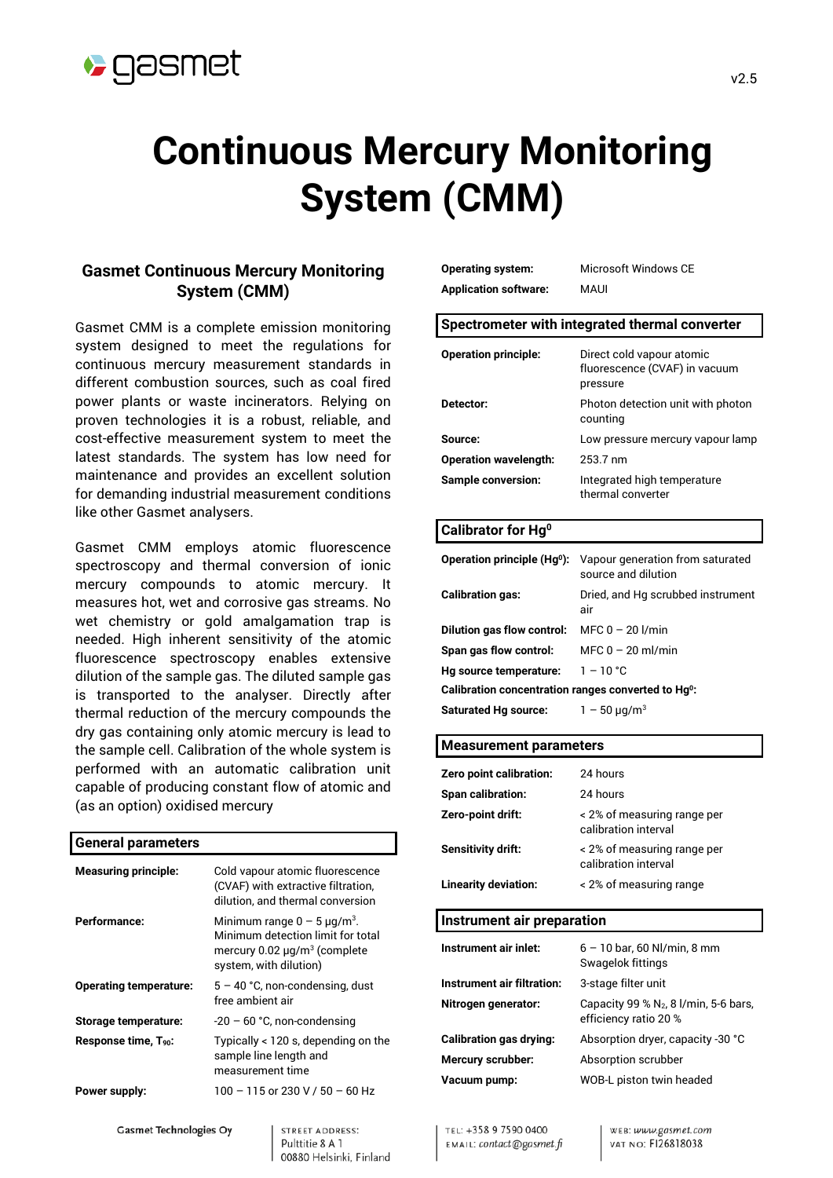# Continuous Mercury Monitoring System (CMM)

## Gasmet Continuous Mercury Monitoring System (CMM)

Gasmet CMM is a complete emission monitoring system designed to meet the regulations for continuous mercury measurement standards in different combustion sources, such as coal fired power plants or waste incinerators. Relying on proven technologies it is a robust, reliable, and cost-effective measurement system to meet the latest standards. The system has low need for maintenance and provides an excellent solution for demanding industrial measurement conditions like other Gasmet analysers.

Gasmet CMM employs atomic fluorescence spectroscopy and thermal conversion of ionic mercury compounds to atomic mercury. It measures hot, wet and corrosive gas streams. No wet chemistry or gold amalgamation trap is needed. High inherent sensitivity of the atomic fluorescence spectroscopy enables extensive dilution of the sample gas. The diluted sample gas is transported to the analyser. Directly after thermal reduction of the mercury compounds the dry gas containing only atomic mercury is lead to the sample cell. Calibration of the whole system is performed with an automatic calibration unit capable of producing constant flow of atomic and (as an option) oxidised mercury

### General parameters

| | |
|---|---|
| **Measuring principle:** | Cold vapour atomic fluorescence (CVAF) with extractive filtration, dilution, and thermal conversion |
| **Performance:** | Minimum range 0 – 5 µg/m³. Minimum detection limit for total mercury 0.02 µg/m³ (complete system, with dilution) |
| **Operating temperature:** | 5 – 40 °C, non-condensing, dust free ambient air |
| **Storage temperature:** | -20 – 60 °C, non-condensing |
| **Response time, $T_{90}$:** | Typically < 120 s, depending on the sample line length and measurement time |
| **Power supply:** | 100 – 115 or 230 V / 50 – 60 Hz |
| **Operating system:** | Microsoft Windows CE |
| **Application software:** | MAUI |

### Spectrometer with integrated thermal converter

| | |
|---|---|
| **Operation principle:** | Direct cold vapour atomic fluorescence (CVAF) in vacuum pressure |
| **Detector:** | Photon detection unit with photon counting |
| **Source:** | Low pressure mercury vapour lamp |
| **Operation wavelength:** | 253.7 nm |
| **Sample conversion:** | Integrated high temperature thermal converter |

### Calibrator for $Hg^0$

| | |
|---|---|
| **Operation principle ($Hg^0$):** | Vapour generation from saturated source and dilution |
| **Calibration gas:** | Dried, and Hg scrubbed instrument air |
| **Dilution gas flow control:** | MFC 0 – 20 l/min |
| **Span gas flow control:** | MFC 0 – 20 ml/min |
| **Hg source temperature:** | 1 – 10 °C |
| **Calibration concentration ranges converted to $Hg^0$:** | |
| **Saturated Hg source:** | 1 – 50 µg/m³ |

### Measurement parameters

| | |
|---|---|
| **Zero point calibration:** | 24 hours |
| **Span calibration:** | 24 hours |
| **Zero-point drift:** | < 2% of measuring range per calibration interval |
| **Sensitivity drift:** | < 2% of measuring range per calibration interval |
| **Linearity deviation:** | < 2% of measuring range |

### Instrument air preparation

| | |
|---|---|
| **Instrument air inlet:** | 6 – 10 bar, 60 Nl/min, 8 mm Swagelok fittings |
| **Instrument air filtration:** | 3-stage filter unit |
| **Nitrogen generator:** | Capacity 99 % $N_2$, 8 l/min, 5-6 bars, efficiency ratio 20 % |
| **Calibration gas drying:** | Absorption dryer, capacity -30 °C |
| **Mercury scrubber:** | Absorption scrubber |
| **Vacuum pump:** | WOB-L piston twin headed |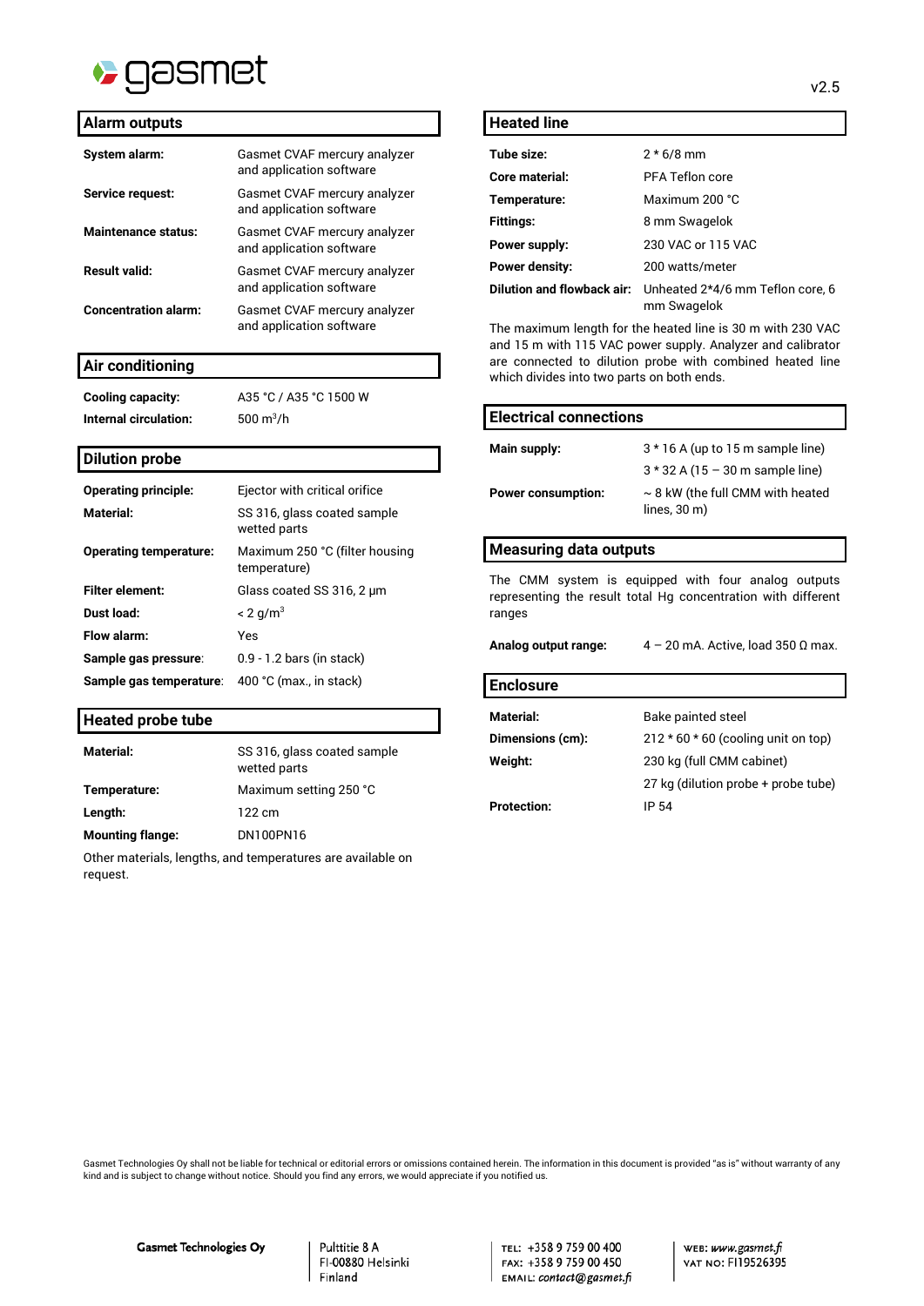## Alarm outputs

| | |
|---|---|
| **System alarm:** | Gasmet CVAF mercury analyzer and application software |
| **Service request:** | Gasmet CVAF mercury analyzer and application software |
| **Maintenance status:** | Gasmet CVAF mercury analyzer and application software |
| **Result valid:** | Gasmet CVAF mercury analyzer and application software |
| **Concentration alarm:** | Gasmet CVAF mercury analyzer and application software |

## Air conditioning

| | |
|---|---|
| **Cooling capacity:** | A35 °C / A35 °C 1500 W |
| **Internal circulation:** | 500 $m^3$/h |

## Dilution probe

| | |
|---|---|
| **Operating principle:** | Ejector with critical orifice |
| **Material:** | SS 316, glass coated sample wetted parts |
| **Operating temperature:** | Maximum 250 °C (filter housing temperature) |
| **Filter element:** | Glass coated SS 316, 2 µm |
| **Dust load:** | < 2 g/$m^3$ |
| **Flow alarm:** | Yes |
| **Sample gas pressure:** | 0.9 - 1.2 bars (in stack) |
| **Sample gas temperature:** | 400 °C (max., in stack) |

## Heated probe tube

| | |
|---|---|
| **Material:** | SS 316, glass coated sample wetted parts |
| **Temperature:** | Maximum setting 250 °C |
| **Length:** | 122 cm |
| **Mounting flange:** | DN100PN16 |

Other materials, lengths, and temperatures are available on request.

## Heated line

| | |
|---|---|
| **Tube size:** | 2 * 6/8 mm |
| **Core material:** | PFA Teflon core |
| **Temperature:** | Maximum 200 °C |
| **Fittings:** | 8 mm Swagelok |
| **Power supply:** | 230 VAC or 115 VAC |
| **Power density:** | 200 watts/meter |
| **Dilution and flowback air:** | Unheated 2*4/6 mm Teflon core, 6 mm Swagelok |

The maximum length for the heated line is 30 m with 230 VAC and 15 m with 115 VAC power supply. Analyzer and calibrator are connected to dilution probe with combined heated line which divides into two parts on both ends.

## Electrical connections

| | |
|---|---|
| **Main supply:** | 3 * 16 A (up to 15 m sample line) |
| | 3 * 32 A (15 – 30 m sample line) |
| **Power consumption:** | ~ 8 kW (the full CMM with heated lines, 30 m) |

## Measuring data outputs

The CMM system is equipped with four analog outputs representing the result total Hg concentration with different ranges

| | |
|---|---|
| **Analog output range:** | 4 – 20 mA. Active, load 350 Ω max. |

## Enclosure

| | |
|---|---|
| **Material:** | Bake painted steel |
| **Dimensions (cm):** | 212 * 60 * 60 (cooling unit on top) |
| **Weight:** | 230 kg (full CMM cabinet) |
| | 27 kg (dilution probe + probe tube) |
| **Protection:** | IP 54 |

Gasmet Technologies Oy shall not be liable for technical or editorial errors or omissions contained herein. The information in this document is provided "as is" without warranty of any kind and is subject to change without notice. Should you find any errors, we would appreciate if you notified us.

Gasmet Technologies Oy | Pulttitie 8 A, FI-00880 Helsinki, Finland | TEL: +358 9 759 00 400, FAX: +358 9 759 00 450, EMAIL: *contact@gasmet.fi* | WEB: *www.gasmet.fi*, VAT NO: FI19526395